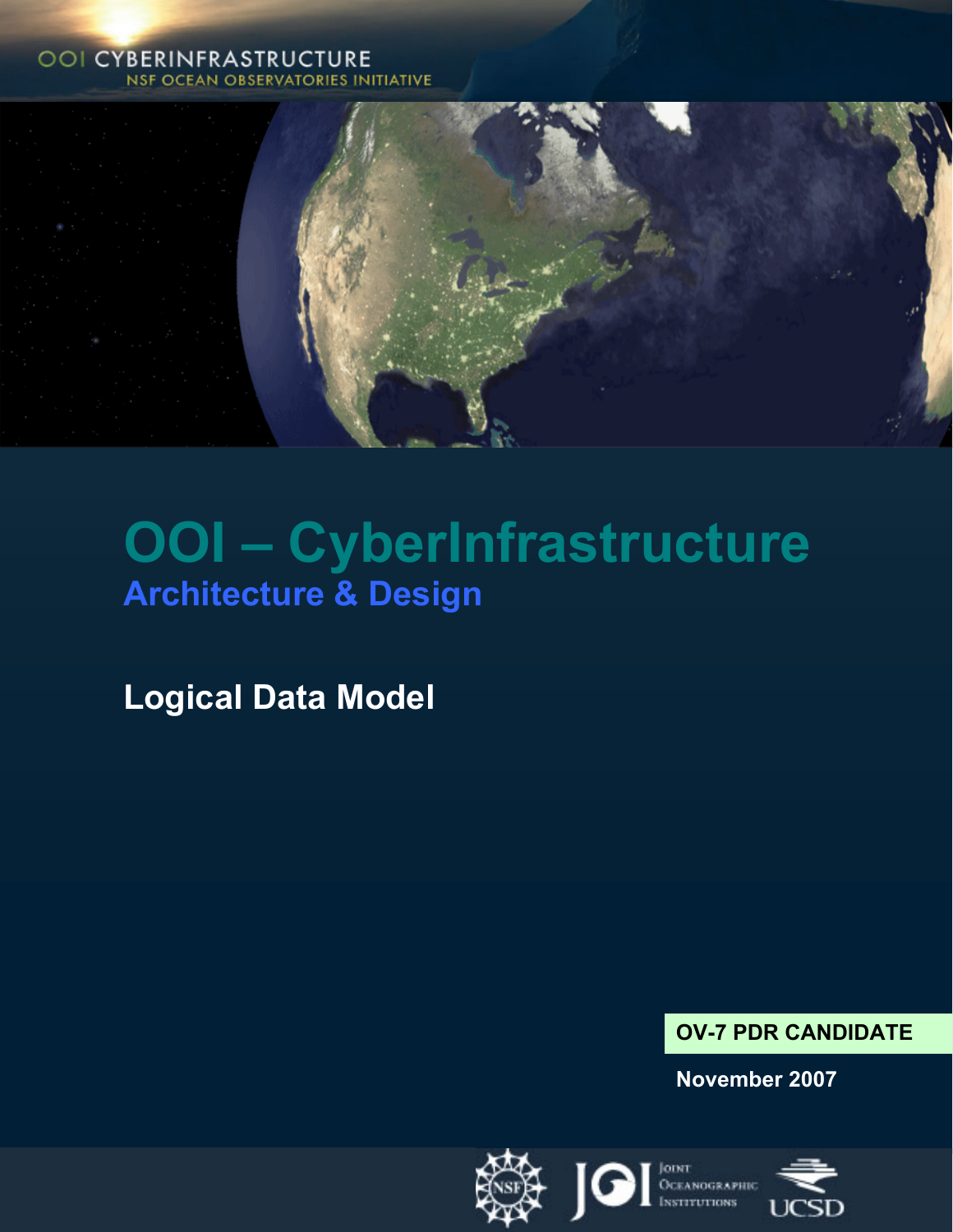OOI CYBERINFRASTRUCTURE
NSF OCEAN OBSERVATORIES INITIATIVE

# OOI – CyberInfrastructure

## Architecture & Design

## Logical Data Model

**OV-7 PDR CANDIDATE**

**November 2007**

NSF Joint Oceanographic Institutions UCSD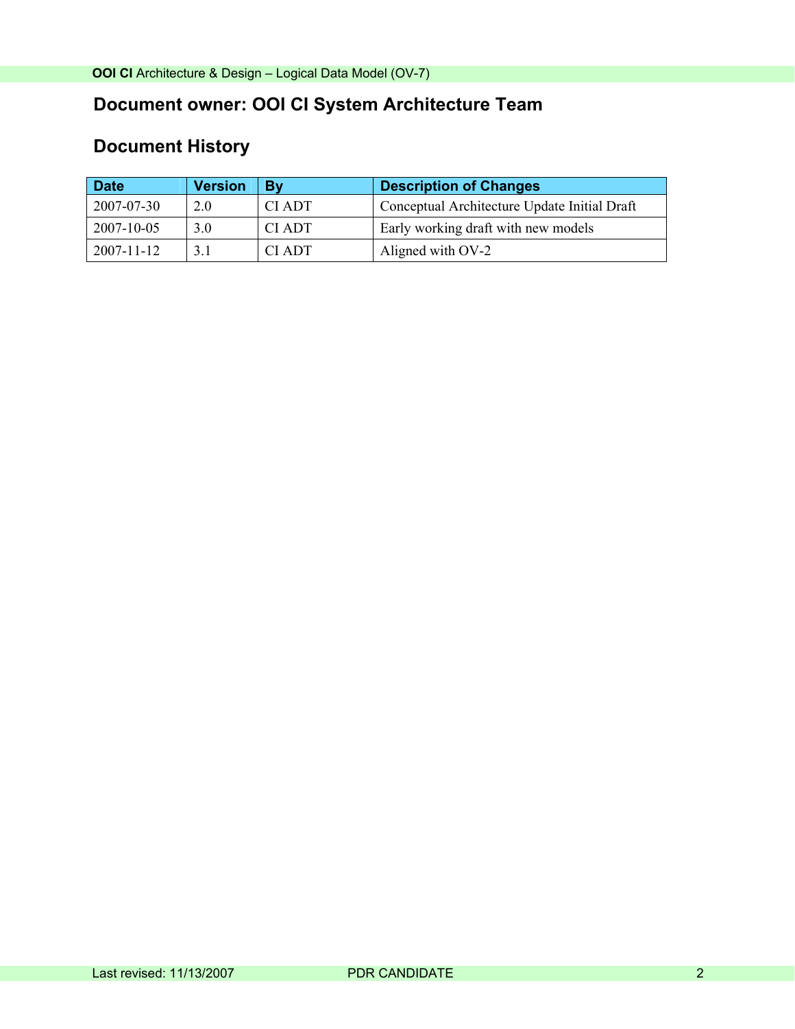## Document owner: OOI CI System Architecture Team

## Document History

| Date | Version | By | Description of Changes |
|---|---|---|---|
| 2007-07-30 | 2.0 | CI ADT | Conceptual Architecture Update Initial Draft |
| 2007-10-05 | 3.0 | CI ADT | Early working draft with new models |
| 2007-11-12 | 3.1 | CI ADT | Aligned with OV-2 |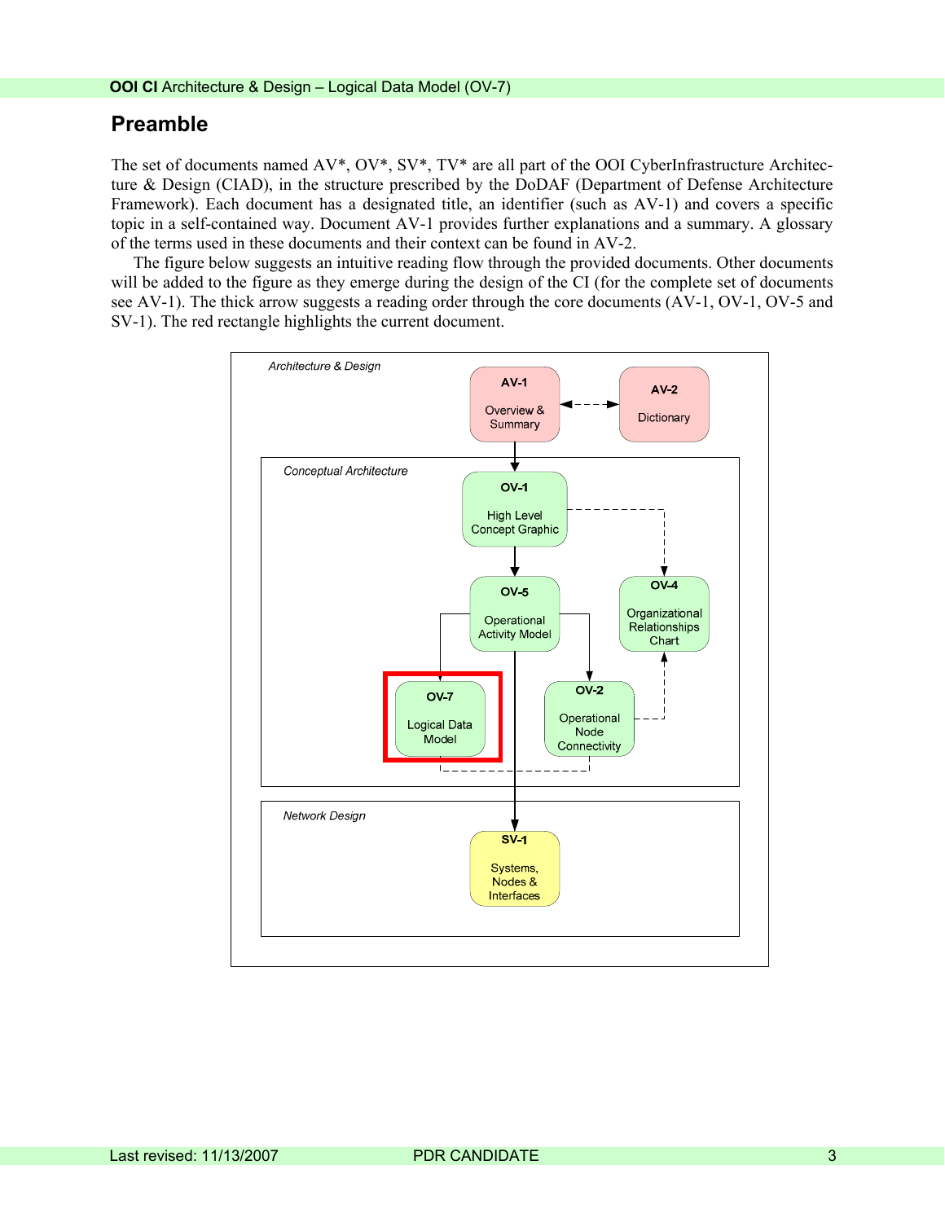## Preamble

The set of documents named AV*, OV*, SV*, TV* are all part of the OOI CyberInfrastructure Architecture & Design (CIAD), in the structure prescribed by the DoDAF (Department of Defense Architecture Framework). Each document has a designated title, an identifier (such as AV-1) and covers a specific topic in a self-contained way. Document AV-1 provides further explanations and a summary. A glossary of the terms used in these documents and their context can be found in AV-2.

The figure below suggests an intuitive reading flow through the provided documents. Other documents will be added to the figure as they emerge during the design of the CI (for the complete set of documents see AV-1). The thick arrow suggests a reading order through the core documents (AV-1, OV-1, OV-5 and SV-1). The red rectangle highlights the current document.

Architecture & Design

AV-1 Overview & Summary

AV-2 Dictionary

Conceptual Architecture

OV-1 High Level Concept Graphic

OV-5 Operational Activity Model

OV-4 Organizational Relationships Chart

OV-7 Logical Data Model

OV-2 Operational Node Connectivity

Network Design

SV-1 Systems, Nodes & Interfaces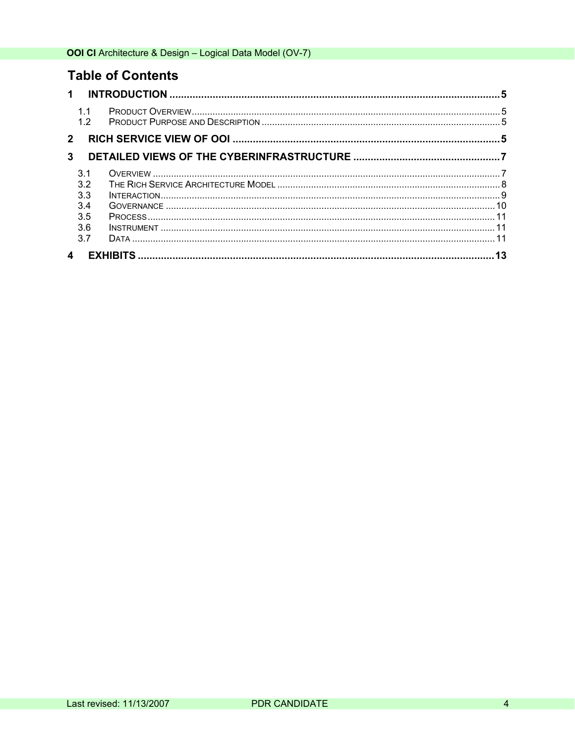## Table of Contents

1 INTRODUCTION .......... 5
 1.1 PRODUCT OVERVIEW .......... 5
 1.2 PRODUCT PURPOSE AND DESCRIPTION .......... 5

2 RICH SERVICE VIEW OF OOI .......... 5

3 DETAILED VIEWS OF THE CYBERINFRASTRUCTURE .......... 7
 3.1 OVERVIEW .......... 7
 3.2 THE RICH SERVICE ARCHITECTURE MODEL .......... 8
 3.3 INTERACTION .......... 9
 3.4 GOVERNANCE .......... 10
 3.5 PROCESS .......... 11
 3.6 INSTRUMENT .......... 11
 3.7 DATA .......... 11

4 EXHIBITS .......... 13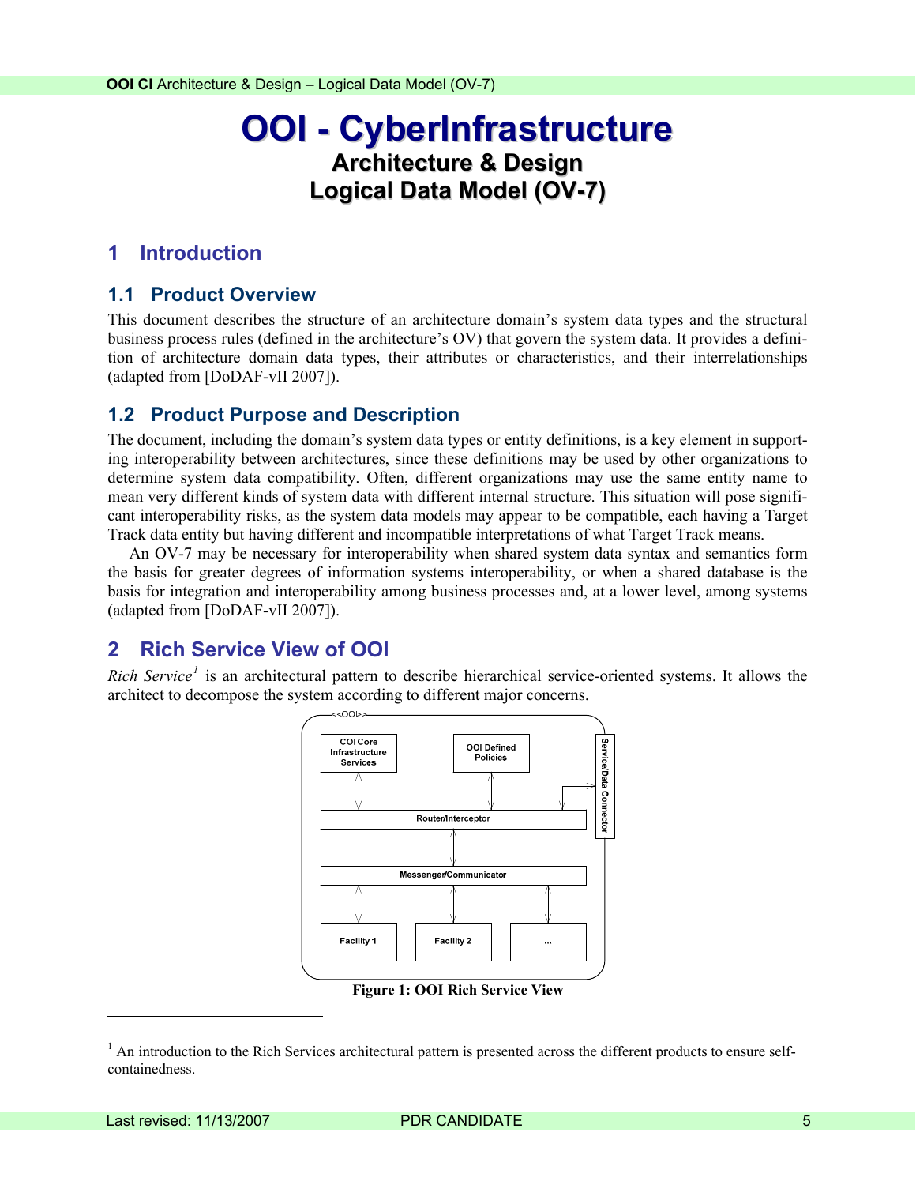# OOI - CyberInfrastructure
## Architecture & Design
## Logical Data Model (OV-7)

# 1 Introduction

## 1.1 Product Overview

This document describes the structure of an architecture domain's system data types and the structural business process rules (defined in the architecture's OV) that govern the system data. It provides a definition of architecture domain data types, their attributes or characteristics, and their interrelationships (adapted from [DoDAF-vII 2007]).

## 1.2 Product Purpose and Description

The document, including the domain's system data types or entity definitions, is a key element in supporting interoperability between architectures, since these definitions may be used by other organizations to determine system data compatibility. Often, different organizations may use the same entity name to mean very different kinds of system data with different internal structure. This situation will pose significant interoperability risks, as the system data models may appear to be compatible, each having a Target Track data entity but having different and incompatible interpretations of what Target Track means.

An OV-7 may be necessary for interoperability when shared system data syntax and semantics form the basis for greater degrees of information systems interoperability, or when a shared database is the basis for integration and interoperability among business processes and, at a lower level, among systems (adapted from [DoDAF-vII 2007]).

# 2 Rich Service View of OOI

*Rich Service*[1] is an architectural pattern to describe hierarchical service-oriented systems. It allows the architect to decompose the system according to different major concerns.

<<OOI>>

COI-Core Infrastructure Services

OOI Defined Policies

Service/Data Connector

Router/Interceptor

Messenger/Communicator

Facility 1

Facility 2

...

**Figure 1: OOI Rich Service View**

[1] An introduction to the Rich Services architectural pattern is presented across the different products to ensure self-containedness.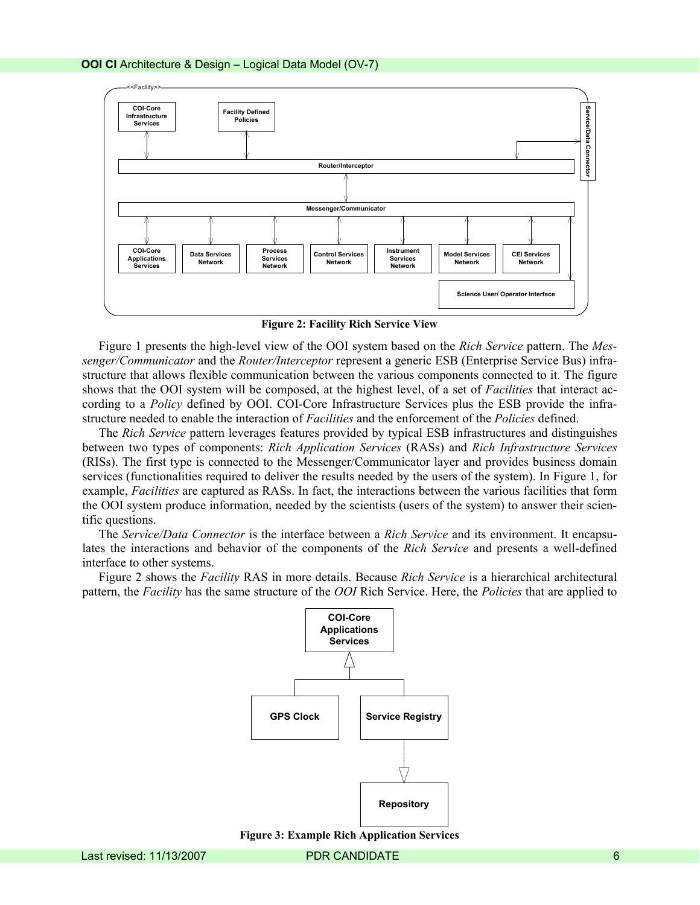<<Facility>>

COI-Core Infrastructure Services

Facility Defined Policies

Service/Data Connector

Router/Interceptor

Messenger/Communicator

COI-Core Applications Services

Data Services Network

Process Services Network

Control Services Network

Instrument Services Network

Model Services Network

CEI Services Network

Science User/ Operator Interface

**Figure 2: Facility Rich Service View**

Figure 1 presents the high-level view of the OOI system based on the *Rich Service* pattern. The *Messenger/Communicator* and the *Router/Interceptor* represent a generic ESB (Enterprise Service Bus) infrastructure that allows flexible communication between the various components connected to it. The figure shows that the OOI system will be composed, at the highest level, of a set of *Facilities* that interact according to a *Policy* defined by OOI. COI-Core Infrastructure Services plus the ESB provide the infrastructure needed to enable the interaction of *Facilities* and the enforcement of the *Policies* defined.

The *Rich Service* pattern leverages features provided by typical ESB infrastructures and distinguishes between two types of components: *Rich Application Services* (RASs) and *Rich Infrastructure Services* (RISs). The first type is connected to the Messenger/Communicator layer and provides business domain services (functionalities required to deliver the results needed by the users of the system). In Figure 1, for example, *Facilities* are captured as RASs. In fact, the interactions between the various facilities that form the OOI system produce information, needed by the scientists (users of the system) to answer their scientific questions.

The *Service/Data Connector* is the interface between a *Rich Service* and its environment. It encapsulates the interactions and behavior of the components of the *Rich Service* and presents a well-defined interface to other systems.

Figure 2 shows the *Facility* RAS in more details. Because *Rich Service* is a hierarchical architectural pattern, the *Facility* has the same structure of the *OOI* Rich Service. Here, the *Policies* that are applied to

COI-Core Applications Services

GPS Clock

Service Registry

Repository

**Figure 3: Example Rich Application Services**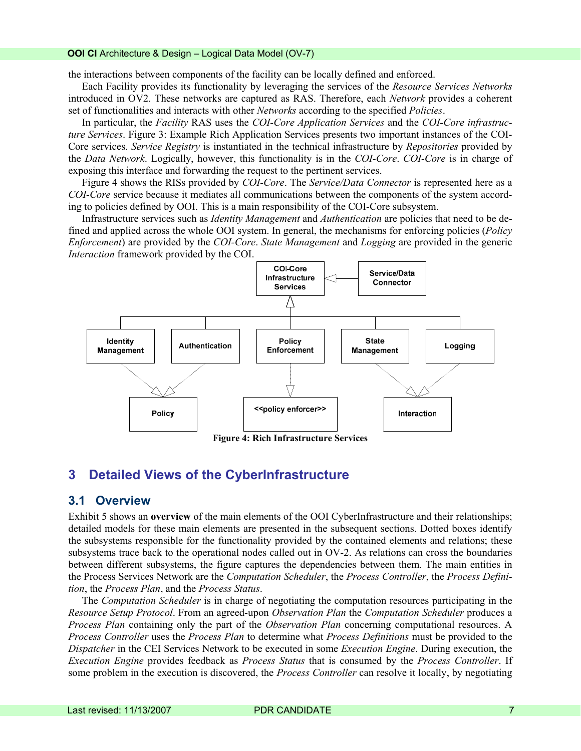the interactions between components of the facility can be locally defined and enforced.

Each Facility provides its functionality by leveraging the services of the *Resource Services Networks* introduced in OV2. These networks are captured as RAS. Therefore, each *Network* provides a coherent set of functionalities and interacts with other *Networks* according to the specified *Policies*.

In particular, the *Facility* RAS uses the *COI-Core Application Services* and the *COI-Core infrastructure Services*. Figure 3: Example Rich Application Services presents two important instances of the COI-Core services. *Service Registry* is instantiated in the technical infrastructure by *Repositories* provided by the *Data Network*. Logically, however, this functionality is in the *COI-Core*. *COI-Core* is in charge of exposing this interface and forwarding the request to the pertinent services.

Figure 4 shows the RISs provided by *COI-Core*. The *Service/Data Connector* is represented here as a *COI-Core* service because it mediates all communications between the components of the system according to policies defined by OOI. This is a main responsibility of the COI-Core subsystem.

Infrastructure services such as *Identity Management* and *Authentication* are policies that need to be defined and applied across the whole OOI system. In general, the mechanisms for enforcing policies (*Policy Enforcement*) are provided by the *COI-Core*. *State Management* and *Logging* are provided in the generic *Interaction* framework provided by the COI.

COI-Core Infrastructure Services

Service/Data Connector

Identity Management

Authentication

Policy Enforcement

State Management

Logging

Policy

<<policy enforcer>>

Interaction

**Figure 4: Rich Infrastructure Services**

# 3 Detailed Views of the CyberInfrastructure

## 3.1 Overview

Exhibit 5 shows an **overview** of the main elements of the OOI CyberInfrastructure and their relationships; detailed models for these main elements are presented in the subsequent sections. Dotted boxes identify the subsystems responsible for the functionality provided by the contained elements and relations; these subsystems trace back to the operational nodes called out in OV-2. As relations can cross the boundaries between different subsystems, the figure captures the dependencies between them. The main entities in the Process Services Network are the *Computation Scheduler*, the *Process Controller*, the *Process Definition*, the *Process Plan*, and the *Process Status*.

The *Computation Scheduler* is in charge of negotiating the computation resources participating in the *Resource Setup Protocol*. From an agreed-upon *Observation Plan* the *Computation Scheduler* produces a *Process Plan* containing only the part of the *Observation Plan* concerning computational resources. A *Process Controller* uses the *Process Plan* to determine what *Process Definitions* must be provided to the *Dispatcher* in the CEI Services Network to be executed in some *Execution Engine*. During execution, the *Execution Engine* provides feedback as *Process Status* that is consumed by the *Process Controller*. If some problem in the execution is discovered, the *Process Controller* can resolve it locally, by negotiating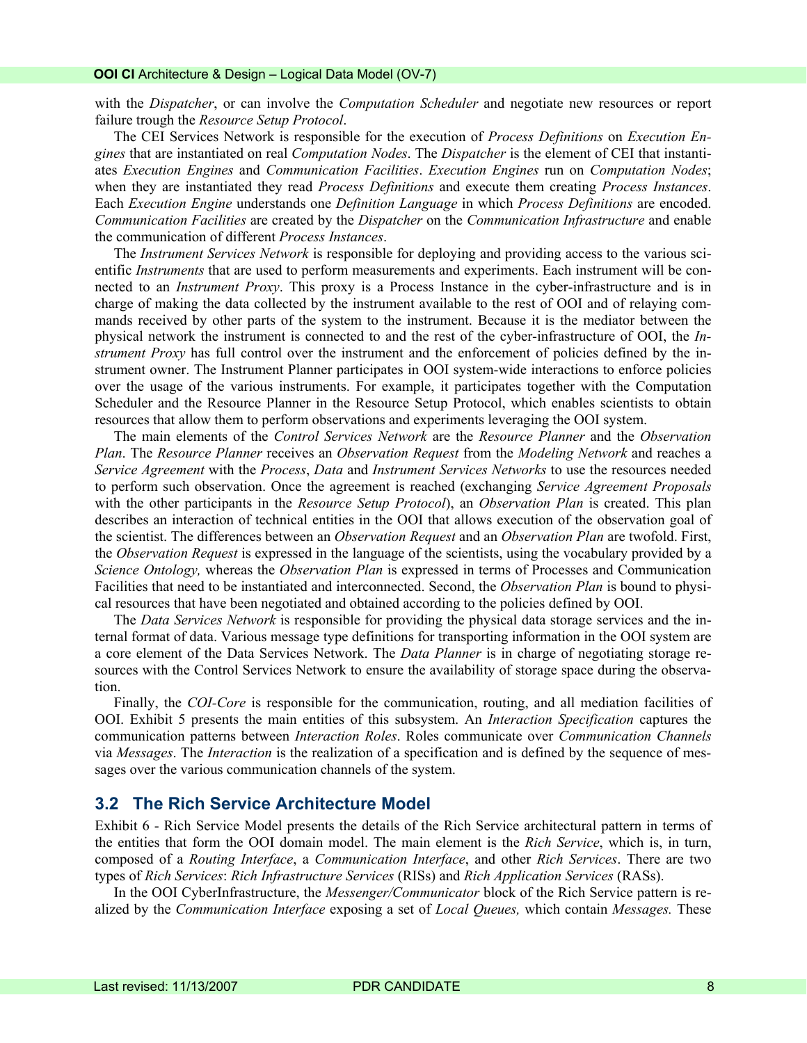with the *Dispatcher*, or can involve the *Computation Scheduler* and negotiate new resources or report failure trough the *Resource Setup Protocol*.

The CEI Services Network is responsible for the execution of *Process Definitions* on *Execution Engines* that are instantiated on real *Computation Nodes*. The *Dispatcher* is the element of CEI that instantiates *Execution Engines* and *Communication Facilities*. *Execution Engines* run on *Computation Nodes*; when they are instantiated they read *Process Definitions* and execute them creating *Process Instances*. Each *Execution Engine* understands one *Definition Language* in which *Process Definitions* are encoded. *Communication Facilities* are created by the *Dispatcher* on the *Communication Infrastructure* and enable the communication of different *Process Instances*.

The *Instrument Services Network* is responsible for deploying and providing access to the various scientific *Instruments* that are used to perform measurements and experiments. Each instrument will be connected to an *Instrument Proxy*. This proxy is a Process Instance in the cyber-infrastructure and is in charge of making the data collected by the instrument available to the rest of OOI and of relaying commands received by other parts of the system to the instrument. Because it is the mediator between the physical network the instrument is connected to and the rest of the cyber-infrastructure of OOI, the *Instrument Proxy* has full control over the instrument and the enforcement of policies defined by the instrument owner. The Instrument Planner participates in OOI system-wide interactions to enforce policies over the usage of the various instruments. For example, it participates together with the Computation Scheduler and the Resource Planner in the Resource Setup Protocol, which enables scientists to obtain resources that allow them to perform observations and experiments leveraging the OOI system.

The main elements of the *Control Services Network* are the *Resource Planner* and the *Observation Plan*. The *Resource Planner* receives an *Observation Request* from the *Modeling Network* and reaches a *Service Agreement* with the *Process*, *Data* and *Instrument Services Networks* to use the resources needed to perform such observation. Once the agreement is reached (exchanging *Service Agreement Proposals* with the other participants in the *Resource Setup Protocol*), an *Observation Plan* is created. This plan describes an interaction of technical entities in the OOI that allows execution of the observation goal of the scientist. The differences between an *Observation Request* and an *Observation Plan* are twofold. First, the *Observation Request* is expressed in the language of the scientists, using the vocabulary provided by a *Science Ontology,* whereas the *Observation Plan* is expressed in terms of Processes and Communication Facilities that need to be instantiated and interconnected. Second, the *Observation Plan* is bound to physical resources that have been negotiated and obtained according to the policies defined by OOI.

The *Data Services Network* is responsible for providing the physical data storage services and the internal format of data. Various message type definitions for transporting information in the OOI system are a core element of the Data Services Network. The *Data Planner* is in charge of negotiating storage resources with the Control Services Network to ensure the availability of storage space during the observation.

Finally, the *COI-Core* is responsible for the communication, routing, and all mediation facilities of OOI. Exhibit 5 presents the main entities of this subsystem. An *Interaction Specification* captures the communication patterns between *Interaction Roles*. Roles communicate over *Communication Channels* via *Messages*. The *Interaction* is the realization of a specification and is defined by the sequence of messages over the various communication channels of the system.

## 3.2 The Rich Service Architecture Model

Exhibit 6 - Rich Service Model presents the details of the Rich Service architectural pattern in terms of the entities that form the OOI domain model. The main element is the *Rich Service*, which is, in turn, composed of a *Routing Interface*, a *Communication Interface*, and other *Rich Services*. There are two types of *Rich Services*: *Rich Infrastructure Services* (RISs) and *Rich Application Services* (RASs).

In the OOI CyberInfrastructure, the *Messenger/Communicator* block of the Rich Service pattern is realized by the *Communication Interface* exposing a set of *Local Queues,* which contain *Messages.* These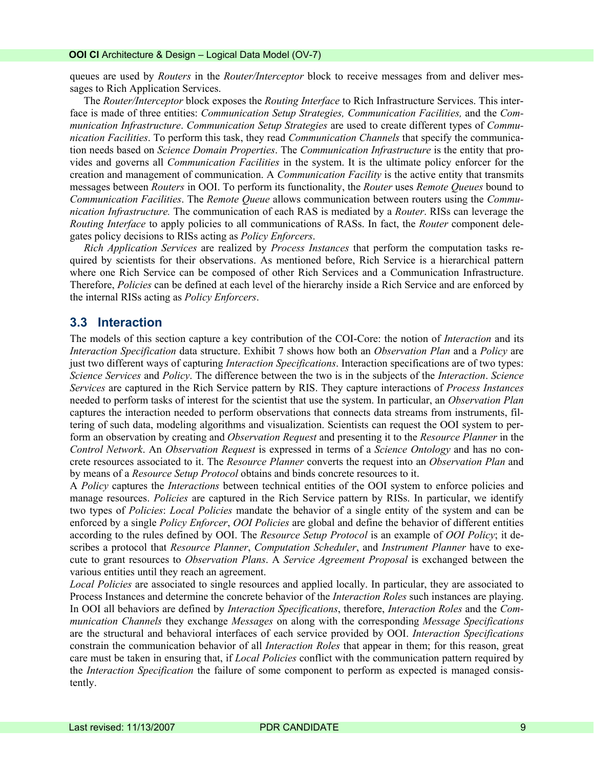queues are used by *Routers* in the *Router/Interceptor* block to receive messages from and deliver messages to Rich Application Services.

The *Router/Interceptor* block exposes the *Routing Interface* to Rich Infrastructure Services. This interface is made of three entities: *Communication Setup Strategies, Communication Facilities,* and the *Communication Infrastructure*. *Communication Setup Strategies* are used to create different types of *Communication Facilities*. To perform this task, they read *Communication Channels* that specify the communication needs based on *Science Domain Properties*. The *Communication Infrastructure* is the entity that provides and governs all *Communication Facilities* in the system. It is the ultimate policy enforcer for the creation and management of communication. A *Communication Facility* is the active entity that transmits messages between *Routers* in OOI. To perform its functionality, the *Router* uses *Remote Queues* bound to *Communication Facilities*. The *Remote Queue* allows communication between routers using the *Communication Infrastructure.* The communication of each RAS is mediated by a *Router*. RISs can leverage the *Routing Interface* to apply policies to all communications of RASs. In fact, the *Router* component delegates policy decisions to RISs acting as *Policy Enforcers*.

*Rich Application Services* are realized by *Process Instances* that perform the computation tasks required by scientists for their observations. As mentioned before, Rich Service is a hierarchical pattern where one Rich Service can be composed of other Rich Services and a Communication Infrastructure. Therefore, *Policies* can be defined at each level of the hierarchy inside a Rich Service and are enforced by the internal RISs acting as *Policy Enforcers*.

## 3.3 Interaction

The models of this section capture a key contribution of the COI-Core: the notion of *Interaction* and its *Interaction Specification* data structure. Exhibit 7 shows how both an *Observation Plan* and a *Policy* are just two different ways of capturing *Interaction Specifications*. Interaction specifications are of two types: *Science Services* and *Policy*. The difference between the two is in the subjects of the *Interaction*. *Science Services* are captured in the Rich Service pattern by RIS. They capture interactions of *Process Instances* needed to perform tasks of interest for the scientist that use the system. In particular, an *Observation Plan* captures the interaction needed to perform observations that connects data streams from instruments, filtering of such data, modeling algorithms and visualization. Scientists can request the OOI system to perform an observation by creating and *Observation Request* and presenting it to the *Resource Planner* in the *Control Network*. An *Observation Request* is expressed in terms of a *Science Ontology* and has no concrete resources associated to it. The *Resource Planner* converts the request into an *Observation Plan* and by means of a *Resource Setup Protocol* obtains and binds concrete resources to it.

A *Policy* captures the *Interactions* between technical entities of the OOI system to enforce policies and manage resources. *Policies* are captured in the Rich Service pattern by RISs. In particular, we identify two types of *Policies*: *Local Policies* mandate the behavior of a single entity of the system and can be enforced by a single *Policy Enforcer*, *OOI Policies* are global and define the behavior of different entities according to the rules defined by OOI. The *Resource Setup Protocol* is an example of *OOI Policy*; it describes a protocol that *Resource Planner*, *Computation Scheduler*, and *Instrument Planner* have to execute to grant resources to *Observation Plans*. A *Service Agreement Proposal* is exchanged between the various entities until they reach an agreement.

*Local Policies* are associated to single resources and applied locally. In particular, they are associated to Process Instances and determine the concrete behavior of the *Interaction Roles* such instances are playing. In OOI all behaviors are defined by *Interaction Specifications*, therefore, *Interaction Roles* and the *Communication Channels* they exchange *Messages* on along with the corresponding *Message Specifications* are the structural and behavioral interfaces of each service provided by OOI. *Interaction Specifications* constrain the communication behavior of all *Interaction Roles* that appear in them; for this reason, great care must be taken in ensuring that, if *Local Policies* conflict with the communication pattern required by the *Interaction Specification* the failure of some component to perform as expected is managed consistently.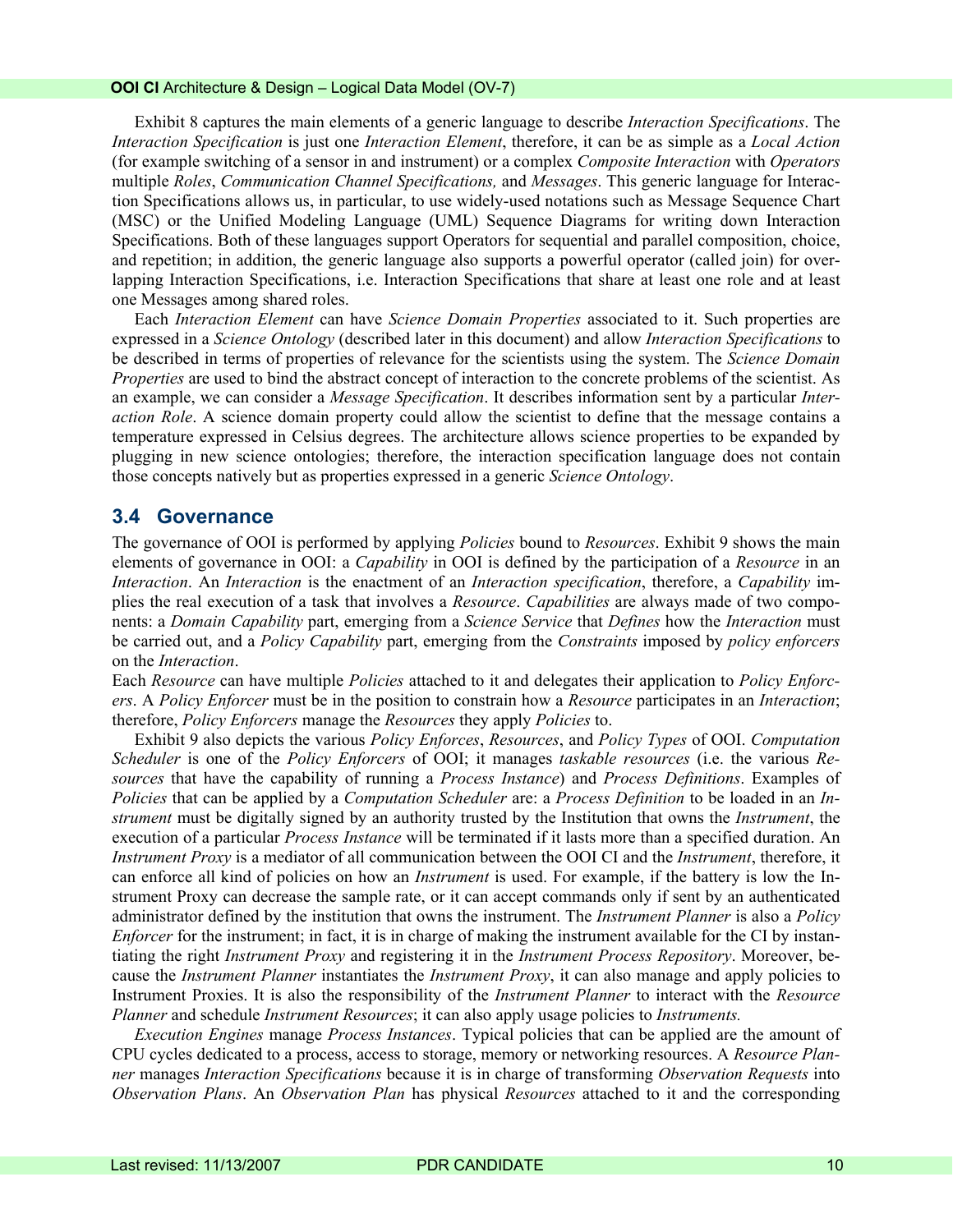Exhibit 8 captures the main elements of a generic language to describe *Interaction Specifications*. The *Interaction Specification* is just one *Interaction Element*, therefore, it can be as simple as a *Local Action* (for example switching of a sensor in and instrument) or a complex *Composite Interaction* with *Operators* multiple *Roles*, *Communication Channel Specifications,* and *Messages*. This generic language for Interaction Specifications allows us, in particular, to use widely-used notations such as Message Sequence Chart (MSC) or the Unified Modeling Language (UML) Sequence Diagrams for writing down Interaction Specifications. Both of these languages support Operators for sequential and parallel composition, choice, and repetition; in addition, the generic language also supports a powerful operator (called join) for overlapping Interaction Specifications, i.e. Interaction Specifications that share at least one role and at least one Messages among shared roles.

Each *Interaction Element* can have *Science Domain Properties* associated to it. Such properties are expressed in a *Science Ontology* (described later in this document) and allow *Interaction Specifications* to be described in terms of properties of relevance for the scientists using the system. The *Science Domain Properties* are used to bind the abstract concept of interaction to the concrete problems of the scientist. As an example, we can consider a *Message Specification*. It describes information sent by a particular *Interaction Role*. A science domain property could allow the scientist to define that the message contains a temperature expressed in Celsius degrees. The architecture allows science properties to be expanded by plugging in new science ontologies; therefore, the interaction specification language does not contain those concepts natively but as properties expressed in a generic *Science Ontology*.

## 3.4 Governance

The governance of OOI is performed by applying *Policies* bound to *Resources*. Exhibit 9 shows the main elements of governance in OOI: a *Capability* in OOI is defined by the participation of a *Resource* in an *Interaction*. An *Interaction* is the enactment of an *Interaction specification*, therefore, a *Capability* implies the real execution of a task that involves a *Resource*. *Capabilities* are always made of two components: a *Domain Capability* part, emerging from a *Science Service* that *Defines* how the *Interaction* must be carried out, and a *Policy Capability* part, emerging from the *Constraints* imposed by *policy enforcers* on the *Interaction*.

Each *Resource* can have multiple *Policies* attached to it and delegates their application to *Policy Enforcers*. A *Policy Enforcer* must be in the position to constrain how a *Resource* participates in an *Interaction*; therefore, *Policy Enforcers* manage the *Resources* they apply *Policies* to.

Exhibit 9 also depicts the various *Policy Enforces*, *Resources*, and *Policy Types* of OOI. *Computation Scheduler* is one of the *Policy Enforcers* of OOI; it manages *taskable resources* (i.e. the various *Resources* that have the capability of running a *Process Instance*) and *Process Definitions*. Examples of *Policies* that can be applied by a *Computation Scheduler* are: a *Process Definition* to be loaded in an *Instrument* must be digitally signed by an authority trusted by the Institution that owns the *Instrument*, the execution of a particular *Process Instance* will be terminated if it lasts more than a specified duration. An *Instrument Proxy* is a mediator of all communication between the OOI CI and the *Instrument*, therefore, it can enforce all kind of policies on how an *Instrument* is used. For example, if the battery is low the Instrument Proxy can decrease the sample rate, or it can accept commands only if sent by an authenticated administrator defined by the institution that owns the instrument. The *Instrument Planner* is also a *Policy Enforcer* for the instrument; in fact, it is in charge of making the instrument available for the CI by instantiating the right *Instrument Proxy* and registering it in the *Instrument Process Repository*. Moreover, because the *Instrument Planner* instantiates the *Instrument Proxy*, it can also manage and apply policies to Instrument Proxies. It is also the responsibility of the *Instrument Planner* to interact with the *Resource Planner* and schedule *Instrument Resources*; it can also apply usage policies to *Instruments.*

*Execution Engines* manage *Process Instances*. Typical policies that can be applied are the amount of CPU cycles dedicated to a process, access to storage, memory or networking resources. A *Resource Planner* manages *Interaction Specifications* because it is in charge of transforming *Observation Requests* into *Observation Plans*. An *Observation Plan* has physical *Resources* attached to it and the corresponding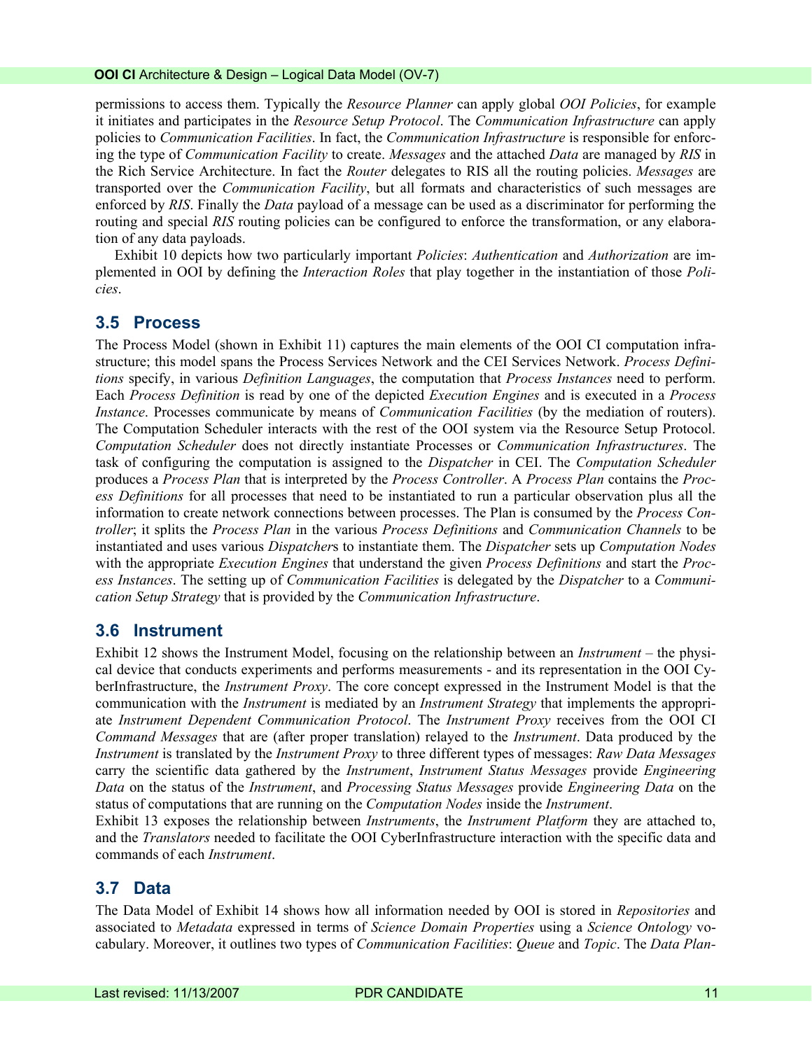permissions to access them. Typically the *Resource Planner* can apply global *OOI Policies*, for example it initiates and participates in the *Resource Setup Protocol*. The *Communication Infrastructure* can apply policies to *Communication Facilities*. In fact, the *Communication Infrastructure* is responsible for enforcing the type of *Communication Facility* to create. *Messages* and the attached *Data* are managed by *RIS* in the Rich Service Architecture. In fact the *Router* delegates to RIS all the routing policies. *Messages* are transported over the *Communication Facility*, but all formats and characteristics of such messages are enforced by *RIS*. Finally the *Data* payload of a message can be used as a discriminator for performing the routing and special *RIS* routing policies can be configured to enforce the transformation, or any elaboration of any data payloads.

Exhibit 10 depicts how two particularly important *Policies*: *Authentication* and *Authorization* are implemented in OOI by defining the *Interaction Roles* that play together in the instantiation of those *Policies*.

## 3.5 Process

The Process Model (shown in Exhibit 11) captures the main elements of the OOI CI computation infrastructure; this model spans the Process Services Network and the CEI Services Network. *Process Definitions* specify, in various *Definition Languages*, the computation that *Process Instances* need to perform. Each *Process Definition* is read by one of the depicted *Execution Engines* and is executed in a *Process Instance*. Processes communicate by means of *Communication Facilities* (by the mediation of routers). The Computation Scheduler interacts with the rest of the OOI system via the Resource Setup Protocol. *Computation Scheduler* does not directly instantiate Processes or *Communication Infrastructures*. The task of configuring the computation is assigned to the *Dispatcher* in CEI. The *Computation Scheduler* produces a *Process Plan* that is interpreted by the *Process Controller*. A *Process Plan* contains the *Process Definitions* for all processes that need to be instantiated to run a particular observation plus all the information to create network connections between processes. The Plan is consumed by the *Process Controller*; it splits the *Process Plan* in the various *Process Definitions* and *Communication Channels* to be instantiated and uses various *Dispatcher*s to instantiate them. The *Dispatcher* sets up *Computation Nodes* with the appropriate *Execution Engines* that understand the given *Process Definitions* and start the *Process Instances*. The setting up of *Communication Facilities* is delegated by the *Dispatcher* to a *Communication Setup Strategy* that is provided by the *Communication Infrastructure*.

## 3.6 Instrument

Exhibit 12 shows the Instrument Model, focusing on the relationship between an *Instrument* – the physical device that conducts experiments and performs measurements - and its representation in the OOI CyberInfrastructure, the *Instrument Proxy*. The core concept expressed in the Instrument Model is that the communication with the *Instrument* is mediated by an *Instrument Strategy* that implements the appropriate *Instrument Dependent Communication Protocol*. The *Instrument Proxy* receives from the OOI CI *Command Messages* that are (after proper translation) relayed to the *Instrument*. Data produced by the *Instrument* is translated by the *Instrument Proxy* to three different types of messages: *Raw Data Messages* carry the scientific data gathered by the *Instrument*, *Instrument Status Messages* provide *Engineering Data* on the status of the *Instrument*, and *Processing Status Messages* provide *Engineering Data* on the status of computations that are running on the *Computation Nodes* inside the *Instrument*.

Exhibit 13 exposes the relationship between *Instruments*, the *Instrument Platform* they are attached to, and the *Translators* needed to facilitate the OOI CyberInfrastructure interaction with the specific data and commands of each *Instrument*.

## 3.7 Data

The Data Model of Exhibit 14 shows how all information needed by OOI is stored in *Repositories* and associated to *Metadata* expressed in terms of *Science Domain Properties* using a *Science Ontology* vocabulary. Moreover, it outlines two types of *Communication Facilities*: *Queue* and *Topic*. The *Data Plan-*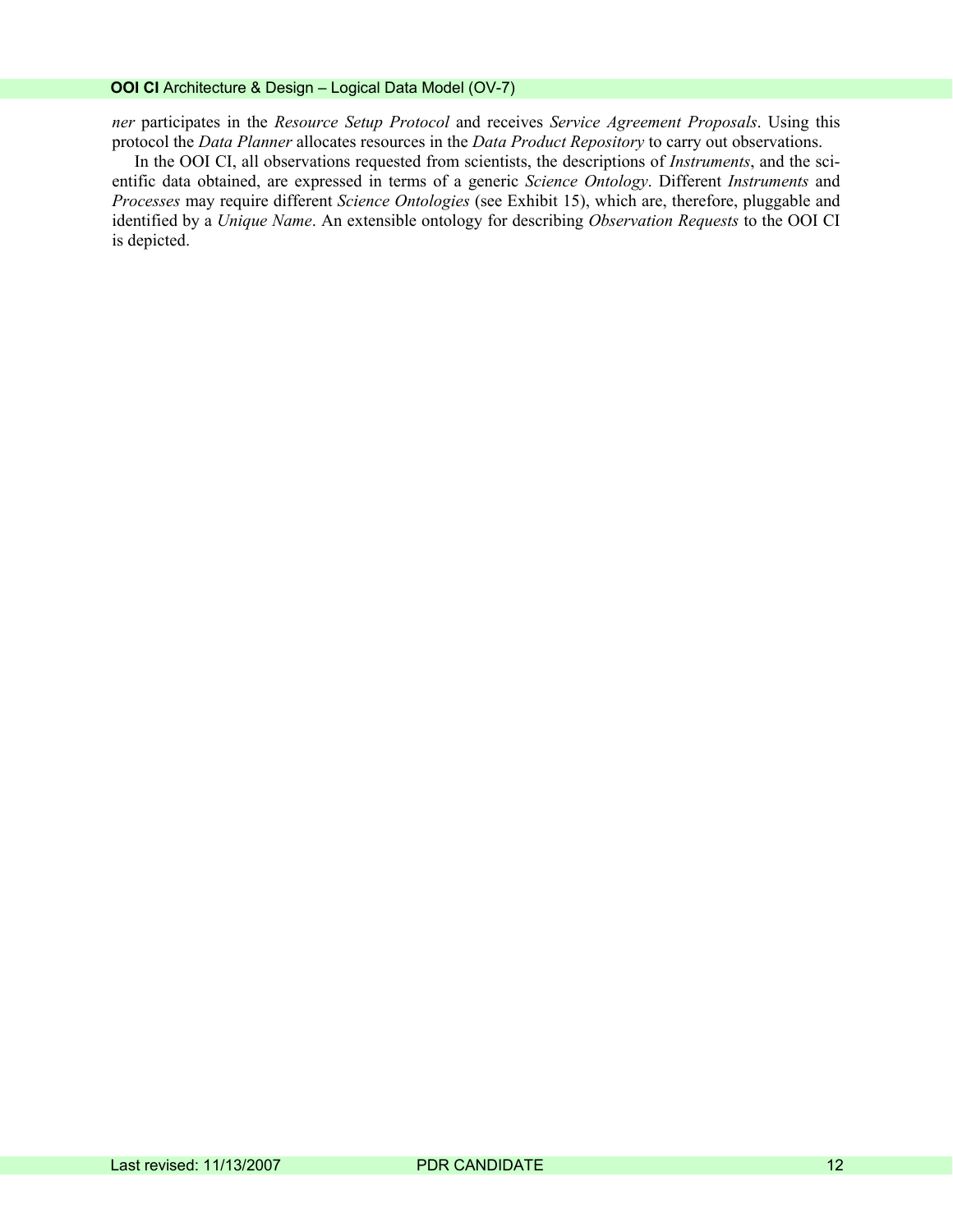*ner* participates in the *Resource Setup Protocol* and receives *Service Agreement Proposals*. Using this protocol the *Data Planner* allocates resources in the *Data Product Repository* to carry out observations.

In the OOI CI, all observations requested from scientists, the descriptions of *Instruments*, and the scientific data obtained, are expressed in terms of a generic *Science Ontology*. Different *Instruments* and *Processes* may require different *Science Ontologies* (see Exhibit 15), which are, therefore, pluggable and identified by a *Unique Name*. An extensible ontology for describing *Observation Requests* to the OOI CI is depicted.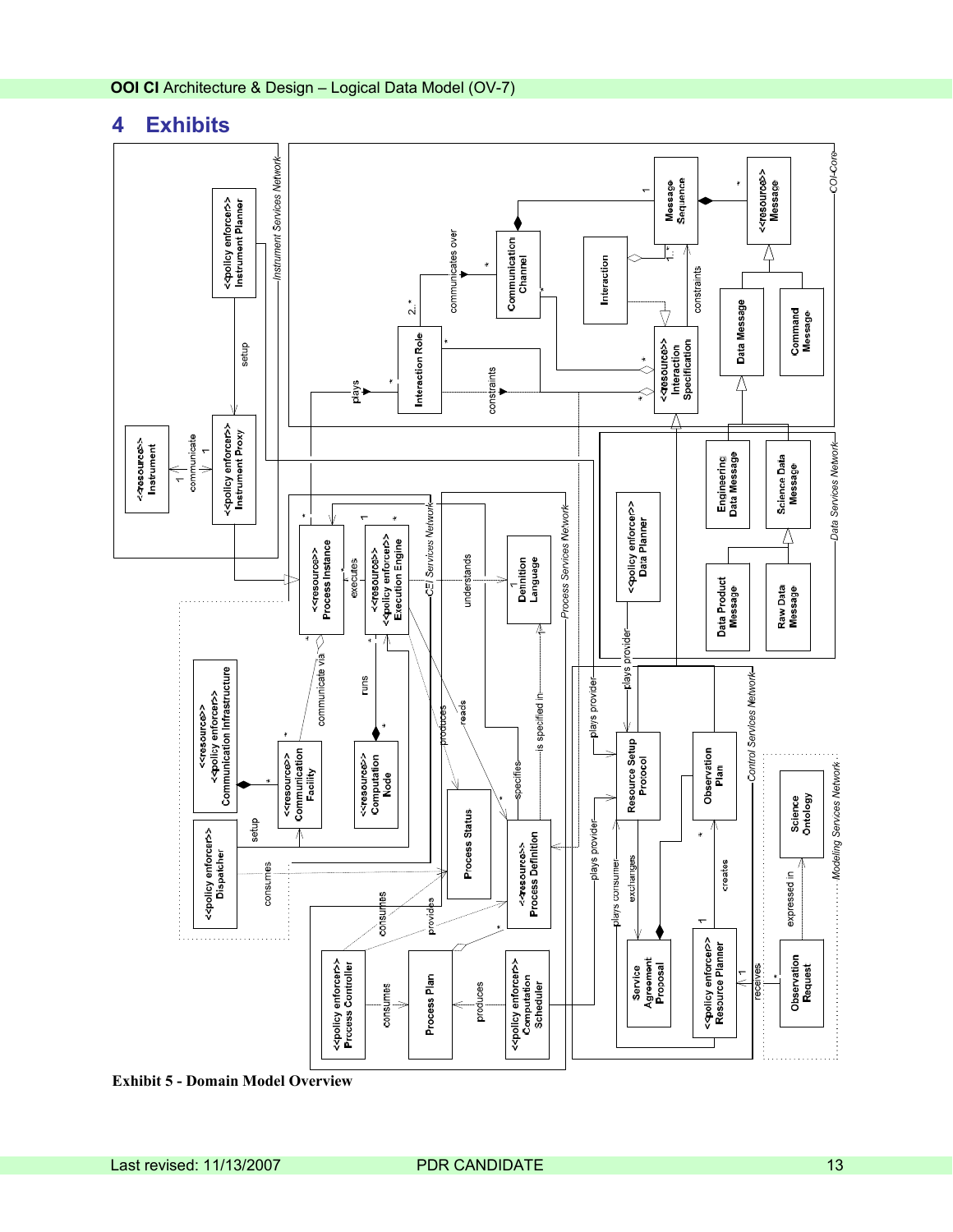# 4 Exhibits

Instrument Services Network

<<policy enforcer>> Instrument Planner

setup

<<resource>> Instrument

communicate

<<policy enforcer>> Instrument Proxy

COI-Core

Message Sequence

<<resource>> Message

Communication Channel

communicates over

Interaction

Interaction Role

plays

constraints

<<resource>> Interaction Specification

Data Message

Command Message

Data Services Network

Engineering Data Message

Science Data Message

Data Product Message

Raw Data Message

<<policy enforcer>> Data Planner

plays provider

CEI Services Network

<<resource>> Process Instance

executes

<<resource>> <<policy enforcer>> Execution Engine

understands

Definition Language

Process Services Network

<<resource>> <<policy enforcer>> Communication Infrastructure

<<resource>> Communication Facility

communicate via

runs

<<resource>> Computation Node

produces

reads

specifies

is specified in

Process Status

<<resource>> Process Definition

<<policy enforcer>> Dispatcher

setup

consumes

provides

<<policy enforcer>> Process Controller

Process Plan

<<policy enforcer>> Computation Scheduler

produces

Control Services Network

Resource Setup Protocol

Observation Plan

plays provider

plays consumer

exchanges

Service Agreement Proposal

creates

<<policy enforcer>> Resource Planner

receives

Modeling Services Network

Science Ontology

expressed in

Observation Request

**Exhibit 5 - Domain Model Overview**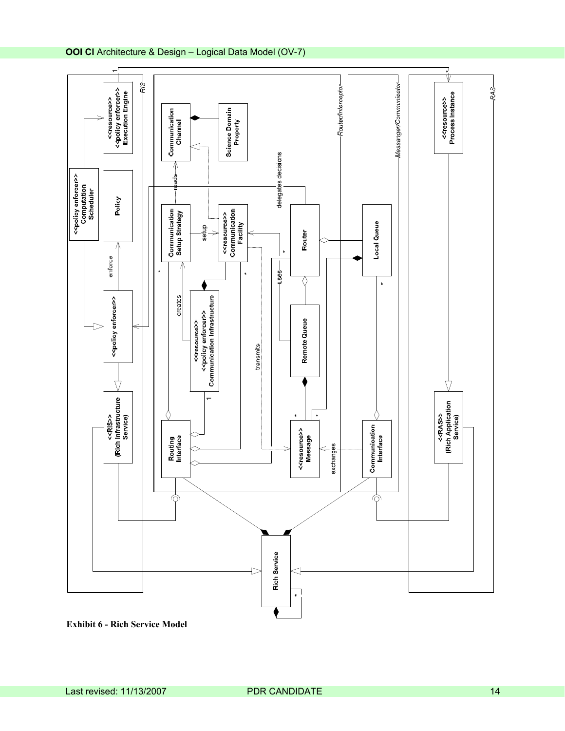RIS

Router/Interceptor

Messenger/Communicator

RAS

1

*

<<resource>>
<<policy enforcer>>
Execution Engine

<<policy enforcer>>
Computation
Scheduler

Policy

enforce

<<policy enforcer>>

<<RIS>>
(Rich Infrastructure
Service)

Communication
Channel

Science Domain
Property

reads

Communication
Setup Strategy

setup

<<resource>>
Communication
Facility

delegates decisions

Router

creates

<<resource>>
<<policy enforcer>>
Communication Infrastructure

uses

Remote Queue

transmits

1

*

*

*

*

*

Routing
Interface

<<resource>>
Message

exchanges

Local Queue

Communication
Interface

<<resource>>
Process Instance

<<RAS>>
(Rich Application
Service)

Rich Service

Exhibit 6 - Rich Service Model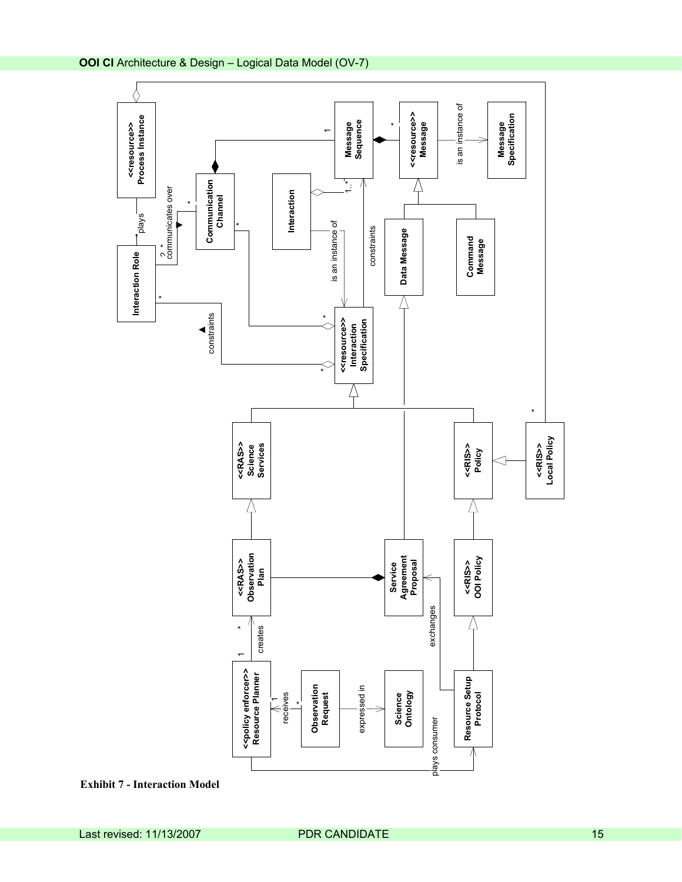<<resource>> Process Instance

Interaction Role

Communication Channel

Message Sequence

<<resource>> Message

Message Specification

Interaction

Data Message

Command Message

<<resource>> Interaction Specification

<<RAS>> Science Services

<<RIS>> Policy

<<RIS>> Local Policy

<<RAS>> Observation Plan

Service Agreement Proposal

<<RIS>> OOI Policy

<<policy enforcer>> Resource Planner

Observation Request

Science Ontology

Resource Setup Protocol

plays

communicates over

is an instance of

constraints

creates

receives

expressed in

exchanges

plays consumer

1

*

2..*

1..*

Exhibit 7 - Interaction Model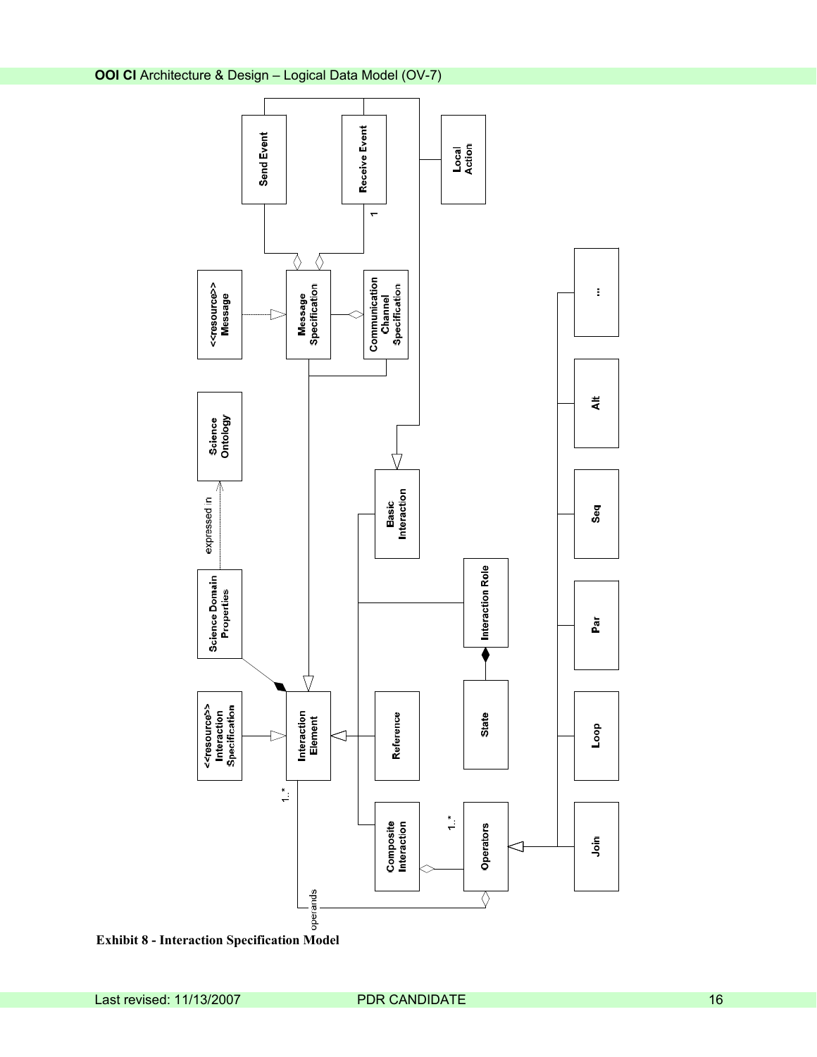Send Event

Receive Event

1

Local Action

<<resource>> Message

Message Specification

Communication Channel Specification

Science Ontology

expressed in

Science Domain Properties

Basic Interaction

Interaction Role

<<resource>> Interaction Specification

Interaction Element

1..*

Reference

State

Composite Interaction

1..*

Operators

operands

...

Alt

Seq

Par

Loop

Join

**Exhibit 8 - Interaction Specification Model**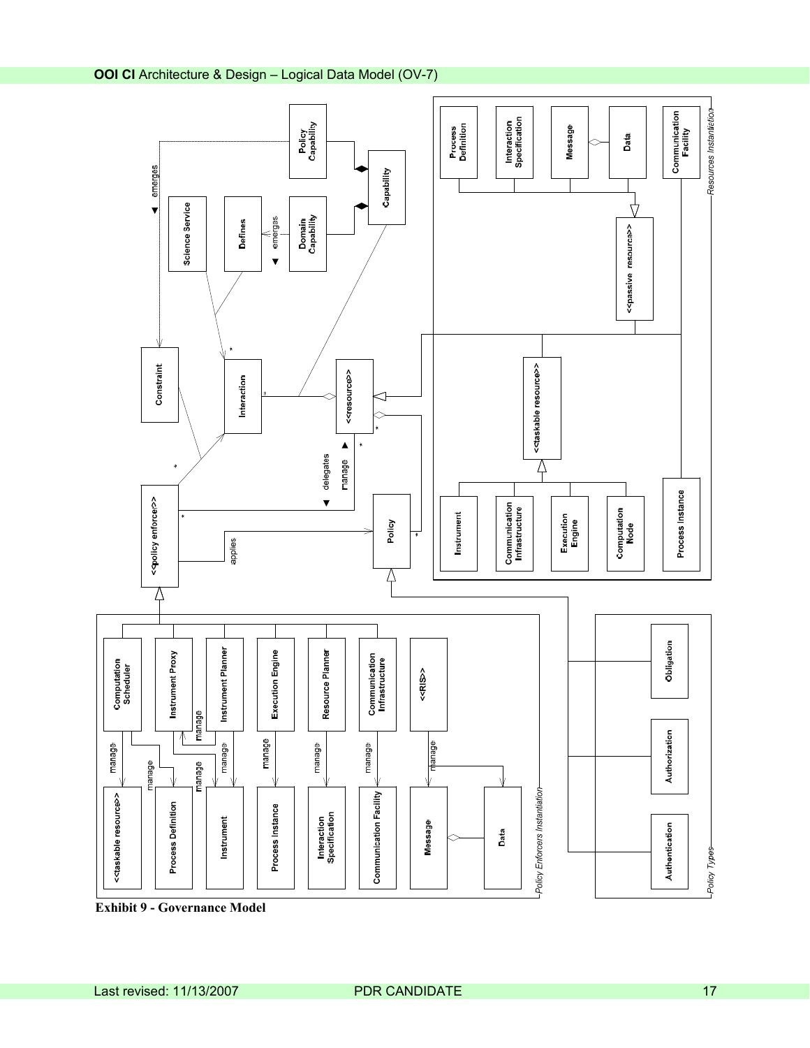Policy Capability

Capability

Domain Capability

emerges

Science Service

Defines

emerges

Constraint

Interaction

<<resource>>

delegates

manage

<<policy enforcer>>

applies

Policy

Process Definition

Interaction Specification

Message

Data

Communication Facility

<<passive resource>>

<<taskable resource>>

Instrument

Communication Infrastructure

Execution Engine

Computation Node

Process Instance

Resources Instantiation

Computation Scheduler

Instrument Proxy

Instrument Planner

Execution Engine

Resource Planner

Communication Infrastructure

<<RIS>>

manage

<<taskable resource>>

Process Definition

Instrument

Process Instance

Interaction Specification

Communication Facility

Message

Data

Policy Enforcers Instantiation

Obligation

Authorization

Authentication

Policy Types

**Exhibit 9 - Governance Model**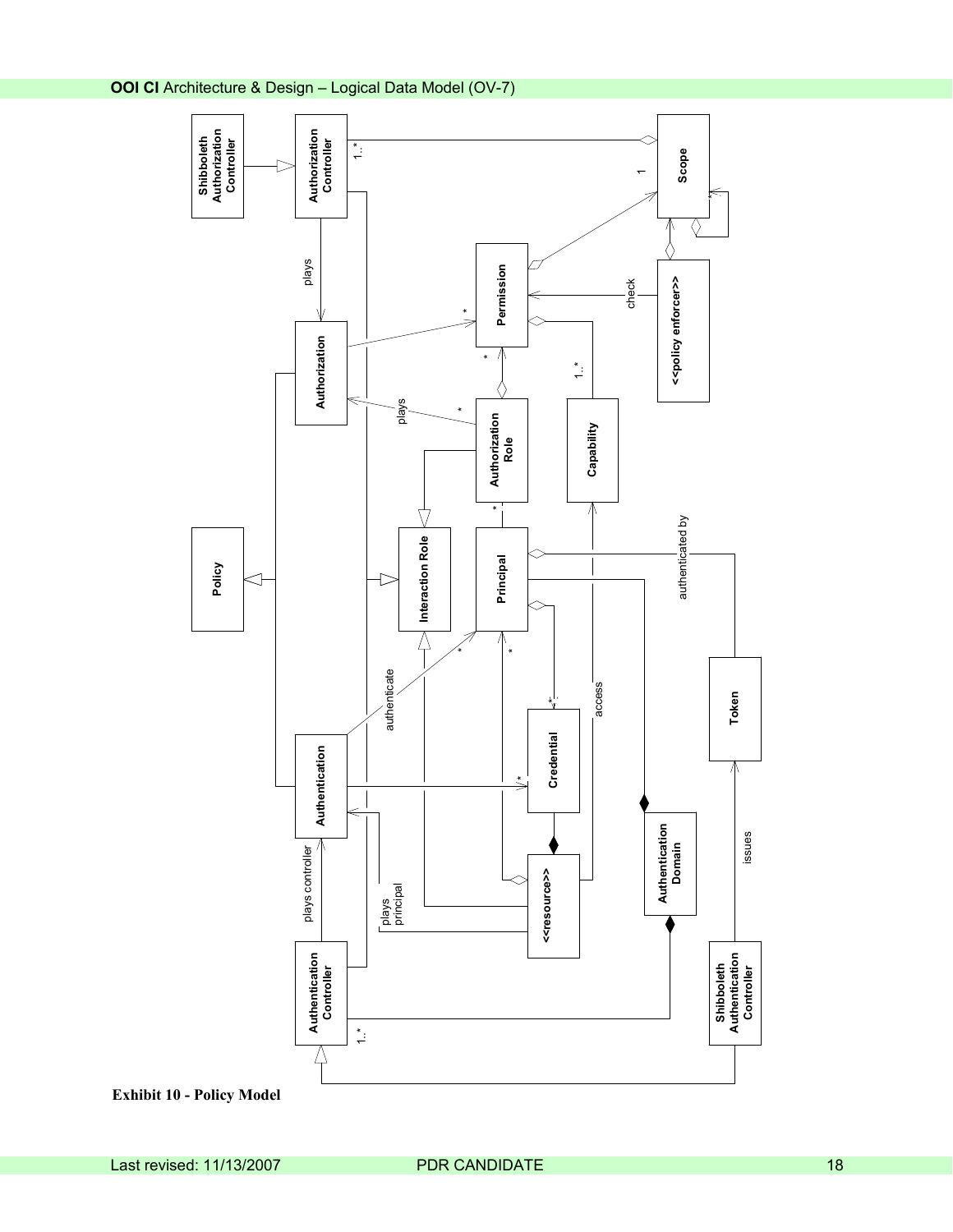Shibboleth Authorization Controller

Authorization Controller

Scope

1..*

1

*

plays

Permission

check

<<policy enforcer>>

Authorization

*

*

plays

*

1..*

Authorization Role

Capability

Policy

Interaction Role

*

Principal

authenticated by

authenticate

*

*

*..

access

Token

Credential

Authentication

*

Authentication Domain

plays controller

plays principal

<<resource>>

issues

Authentication Controller

Shibboleth Authentication Controller

1..*

**Exhibit 10 - Policy Model**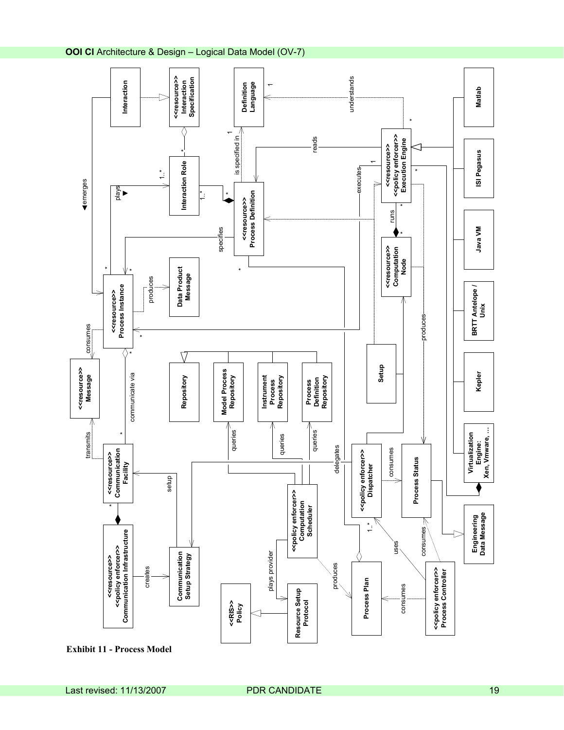Interaction

<<resource>>
Interaction Specification

Definition Language

Matlab

ISI Pegasus

Java VM

BRTT Antelope / Unix

Kepler

Virtualization Engine: Xen, Vmware, …

<<resource>>
<<policy enforcer>>
Execution Engine

Interaction Role

<<resource>>
Process Definition

<<resource>>
Computation Node

Setup

<<resource>>
Process Instance

Data Product Message

<<resource>>
Message

Repository

Model Process Repository

Instrument Process Repository

Process Definition Repository

<<resource>>
Communication Facility

<<policy enforcer>>
Dispatcher

Process Status

Engineering Data Message

<<resource>>
<<policy enforcer>>
Communication Infrastructure

Communication Setup Strategy

<<policy enforcer>>
Computation Scheduler

<<RIS>>
Policy

Resource Setup Protocol

Process Plan

<<policy enforcer>>
Process Controller

emerges

plays

is specified in

reads

understands

executes

runs

specifies

produces

consumes

communicate via

transmits

setup

queries

delegates

creates

plays provider

uses

1

*

1..*

**Exhibit 11 - Process Model**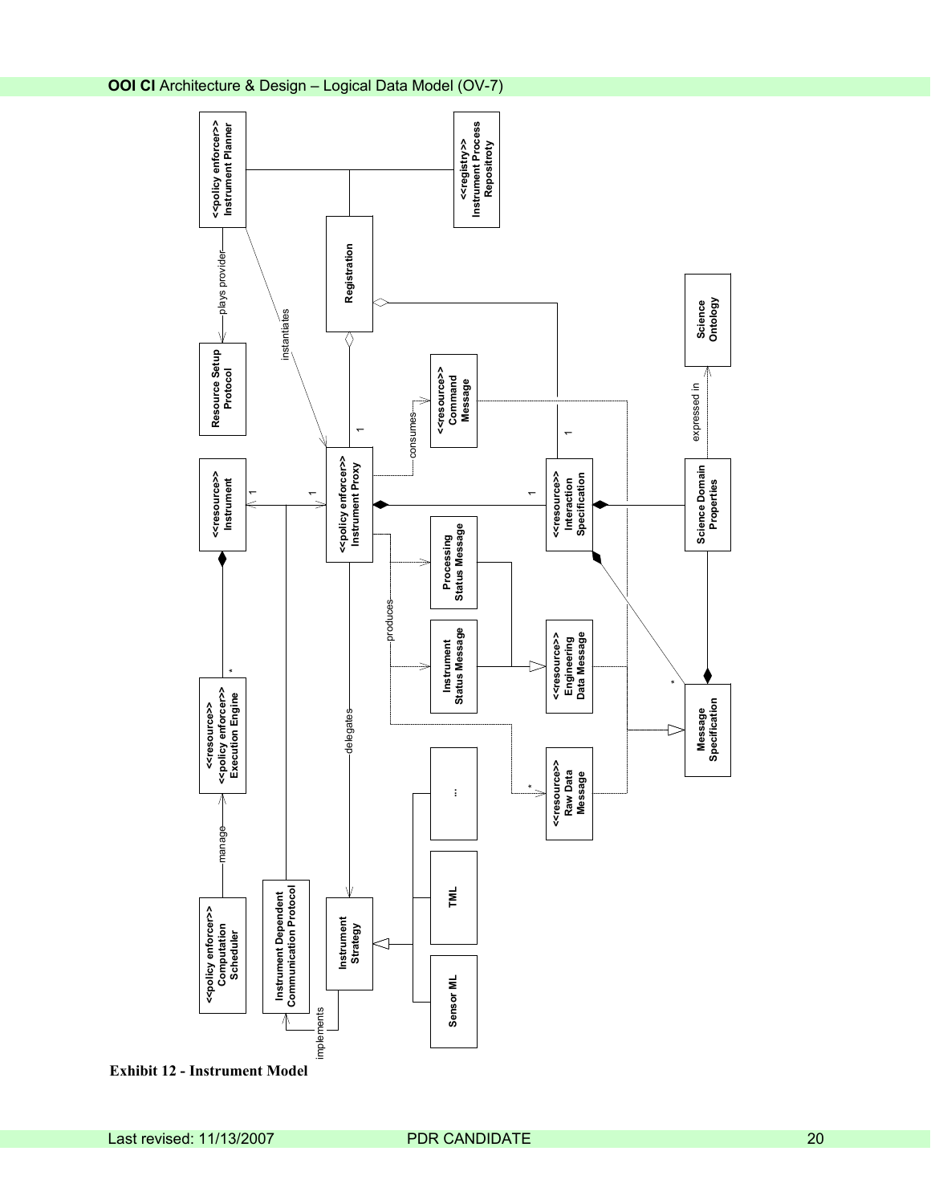<<policy enforcer>> Instrument Planner

<<registry>> Instrument Process Repositroty

Registration

plays provider

instantiates

Resource Setup Protocol

<<resource>> Command Message

consumes

Science Ontology

expressed in

<<resource>> Instrument

<<policy enforcer>> Instrument Proxy

<<resource>> Interaction Specification

Science Domain Properties

1

1

1

1

1

Processing Status Message

Instrument Status Message

<<resource>> Engineering Data Message

produces

<<resource>> <<policy enforcer>> Execution Engine

*

*

Message Specification

delegates

...

<<resource>> Raw Data Message

*

manage

TML

<<policy enforcer>> Computation Scheduler

Instrument Dependent Communication Protocol

Instrument Strategy

Sensor ML

implements

**Exhibit 12 - Instrument Model**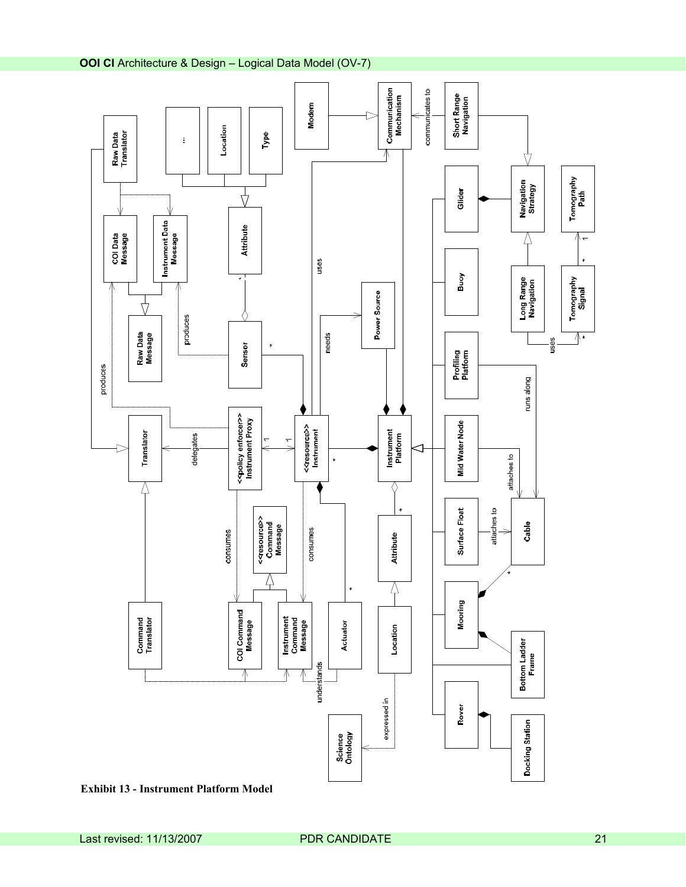Raw Data Translator

COI Data Message

Instrument Data Message

Raw Data Message

...

Location

Type

Attribute

Sensor

produces

produces

Translator

delegates

<<policy enforcer>> Instrument Proxy

<<resource>> Instrument

Modem

Communication Mechanism

communicates to

Short Range Navigation

uses

needs

Power Source

Instrument Platform

Glider

Buoy

Profiling Platform

Mid Water Node

Surface Float

Mooring

Rover

Navigation Strategy

Long Range Navigation

Tomography Path

Tomography Signal

uses

runs along

attaches to

attaches to

Cable

Bottom Ladder Frame

Docking Station

consumes

consumes

<<resource>> Command Message

COI Command Message

Instrument Command Message

Actuator

understands

Command Translator

Attribute

Location

expressed in

Science Ontology

**Exhibit 13 - Instrument Platform Model**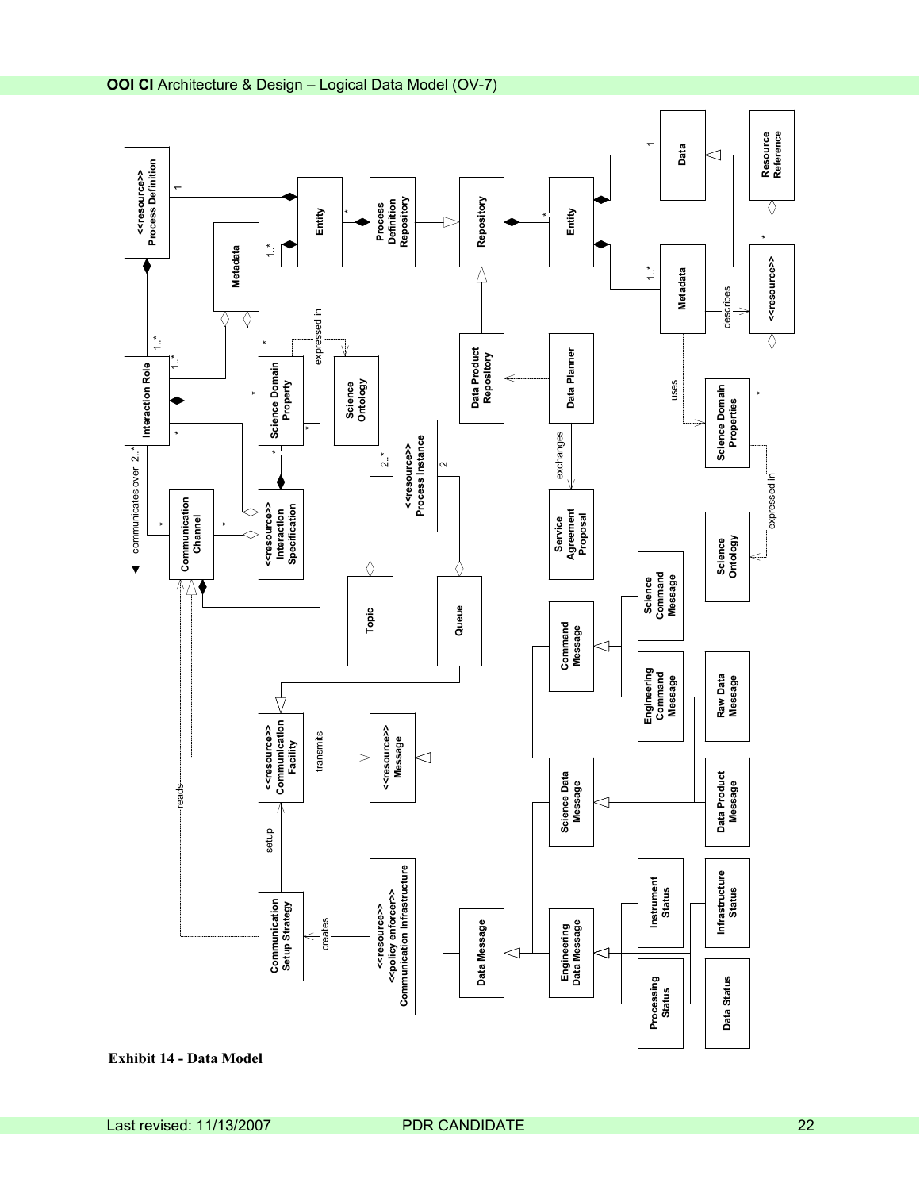Component names: <<resource>> Process Definition; Entity; Process Definition Repository; Repository; Entity; Data; Resource Reference; Metadata; <<resource>>; Interaction Role; Science Domain Property; Science Ontology; Data Product Repository; Data Planner; Science Domain Properties; <<resource>> Process Instance; Communication Channel; <<resource>> Interaction Specification; Service Agreement Proposal; Science Ontology; Topic; Queue; Science Command Message; Command Message; Engineering Command Message; <<resource>> Communication Facility; <<resource>> Message; Raw Data Message; Science Data Message; Data Product Message; Communication Setup Strategy; <<resource>> <<policy enforcer>> Communication Infrastructure; Instrument Status; Infrastructure Status; Data Message; Engineering Data Message; Processing Status; Data Status

Relationship labels: expressed in; describes; uses; exchanges; expressed in; communicates over; transmits; setup; reads; creates

Multiplicities: 1; *; 1..*; *; 1; 1..*; *; 1..*; 1..*; *; *; *; *; *; 2..*; 2; *; *; 2..*; *

**Exhibit 14 - Data Model**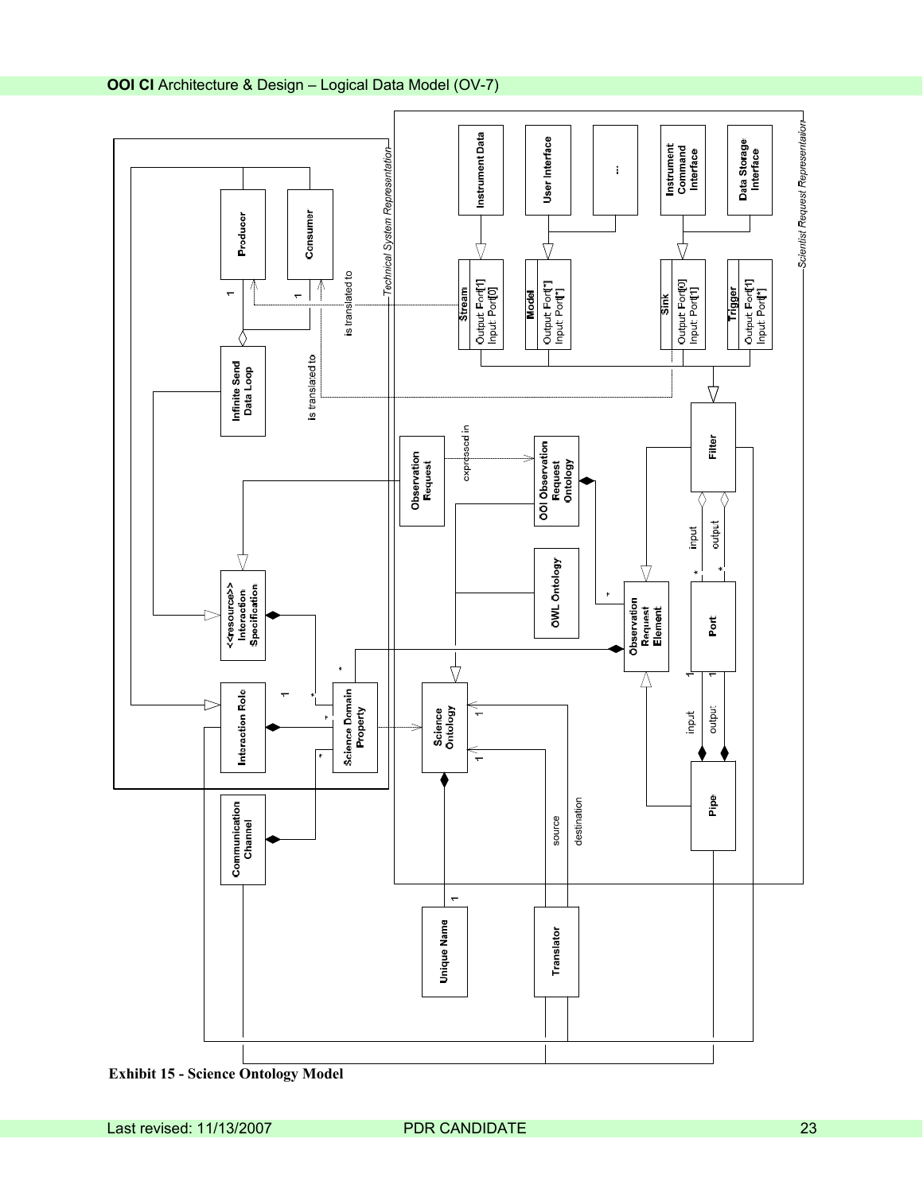Instrument Data

User Interface

...

Instrument Command Interface

Data Storage Interface

Stream
Output Port[1]
Input: Port[0]

Model
Output Port[*]
Input: Port[*]

Sink
Output Port[0]
Input: Port[1]

Trigger
Output Port[1]
Input: Port[*]

Producer

Consumer

Infinite Send Data Loop

is translated to

is translated to

Technical System Representation

Scientist Request Representation

Observation Request

expressed in

OOI Observation Request Ontology

Filter

input

output

OWL Ontology

<<resource>> Interaction Specification

Observation Request Element

Port

Interaction Role

Science Domain Property

Science Ontology

source

destination

Pipe

Communication Channel

Unique Name

Translator

Exhibit 15 - Science Ontology Model